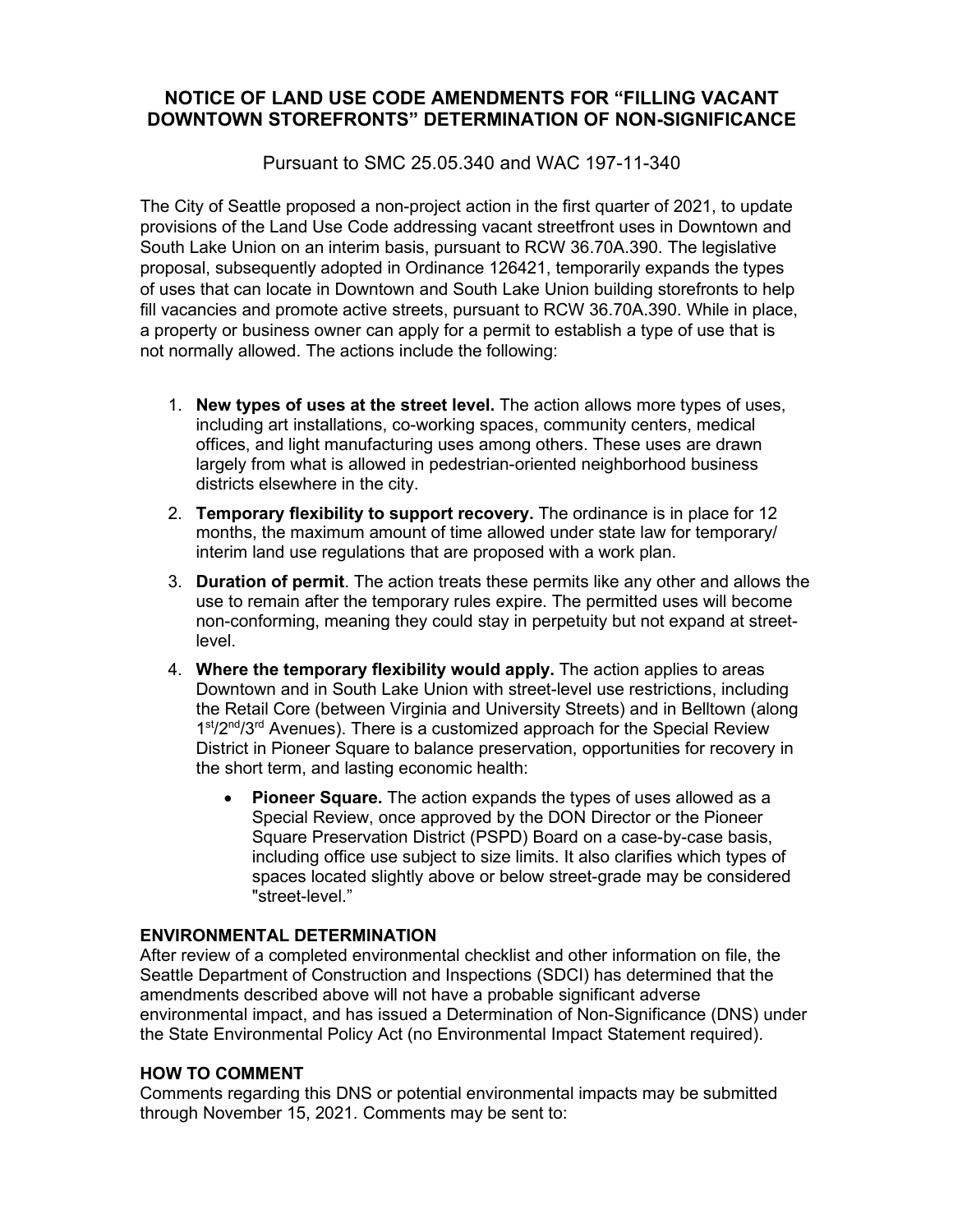# NOTICE OF LAND USE CODE AMENDMENTS FOR "FILLING VACANT DOWNTOWN STOREFRONTS" DETERMINATION OF NON-SIGNIFICANCE

Pursuant to SMC 25.05.340 and WAC 197-11-340

The City of Seattle proposed a non-project action in the first quarter of 2021, to update provisions of the Land Use Code addressing vacant streetfront uses in Downtown and South Lake Union on an interim basis, pursuant to RCW 36.70A.390. The legislative proposal, subsequently adopted in Ordinance 126421, temporarily expands the types of uses that can locate in Downtown and South Lake Union building storefronts to help fill vacancies and promote active streets, pursuant to RCW 36.70A.390. While in place, a property or business owner can apply for a permit to establish a type of use that is not normally allowed. The actions include the following:

1. **New types of uses at the street level.** The action allows more types of uses, including art installations, co-working spaces, community centers, medical offices, and light manufacturing uses among others. These uses are drawn largely from what is allowed in pedestrian-oriented neighborhood business districts elsewhere in the city.
2. **Temporary flexibility to support recovery.** The ordinance is in place for 12 months, the maximum amount of time allowed under state law for temporary/ interim land use regulations that are proposed with a work plan.
3. **Duration of permit**. The action treats these permits like any other and allows the use to remain after the temporary rules expire. The permitted uses will become non-conforming, meaning they could stay in perpetuity but not expand at street-level.
4. **Where the temporary flexibility would apply.** The action applies to areas Downtown and in South Lake Union with street-level use restrictions, including the Retail Core (between Virginia and University Streets) and in Belltown (along 1st/2nd/3rd Avenues). There is a customized approach for the Special Review District in Pioneer Square to balance preservation, opportunities for recovery in the short term, and lasting economic health:
   - **Pioneer Square.** The action expands the types of uses allowed as a Special Review, once approved by the DON Director or the Pioneer Square Preservation District (PSPD) Board on a case-by-case basis, including office use subject to size limits. It also clarifies which types of spaces located slightly above or below street-grade may be considered "street-level."

**ENVIRONMENTAL DETERMINATION**

After review of a completed environmental checklist and other information on file, the Seattle Department of Construction and Inspections (SDCI) has determined that the amendments described above will not have a probable significant adverse environmental impact, and has issued a Determination of Non-Significance (DNS) under the State Environmental Policy Act (no Environmental Impact Statement required).

**HOW TO COMMENT**

Comments regarding this DNS or potential environmental impacts may be submitted through November 15, 2021. Comments may be sent to: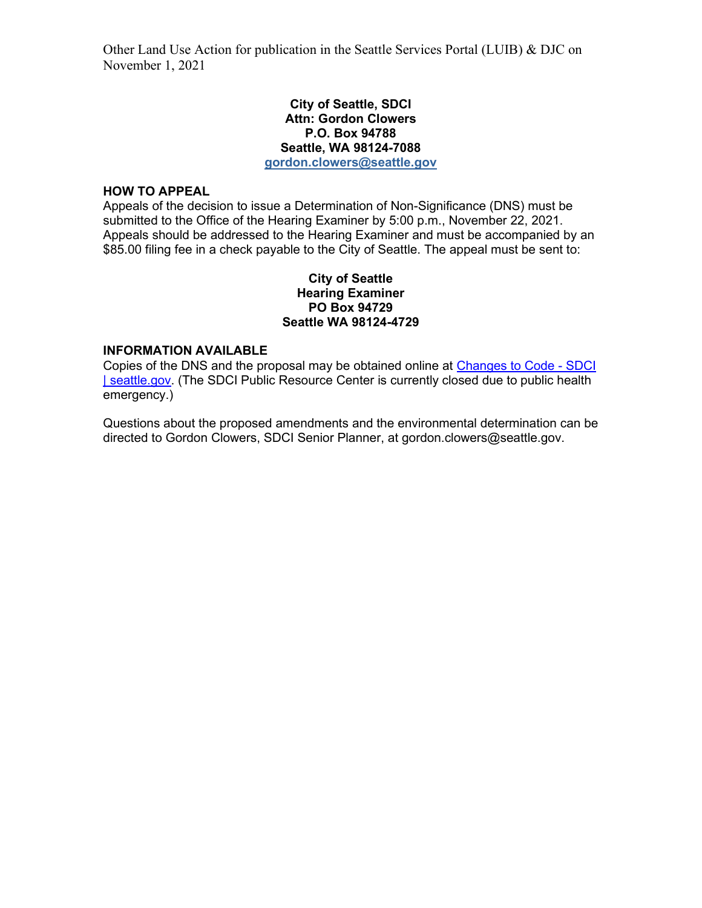Other Land Use Action for publication in the Seattle Services Portal (LUIB) & DJC on November 1, 2021

**City of Seattle, SDCI**
**Attn: Gordon Clowers**
**P.O. Box 94788**
**Seattle, WA 98124-7088**
**gordon.clowers@seattle.gov**

**HOW TO APPEAL**

Appeals of the decision to issue a Determination of Non-Significance (DNS) must be submitted to the Office of the Hearing Examiner by 5:00 p.m., November 22, 2021. Appeals should be addressed to the Hearing Examiner and must be accompanied by an $85.00 filing fee in a check payable to the City of Seattle. The appeal must be sent to:

**City of Seattle**
**Hearing Examiner**
**PO Box 94729**
**Seattle WA 98124-4729**

**INFORMATION AVAILABLE**

Copies of the DNS and the proposal may be obtained online at Changes to Code - SDCI | seattle.gov. (The SDCI Public Resource Center is currently closed due to public health emergency.)

Questions about the proposed amendments and the environmental determination can be directed to Gordon Clowers, SDCI Senior Planner, at gordon.clowers@seattle.gov.